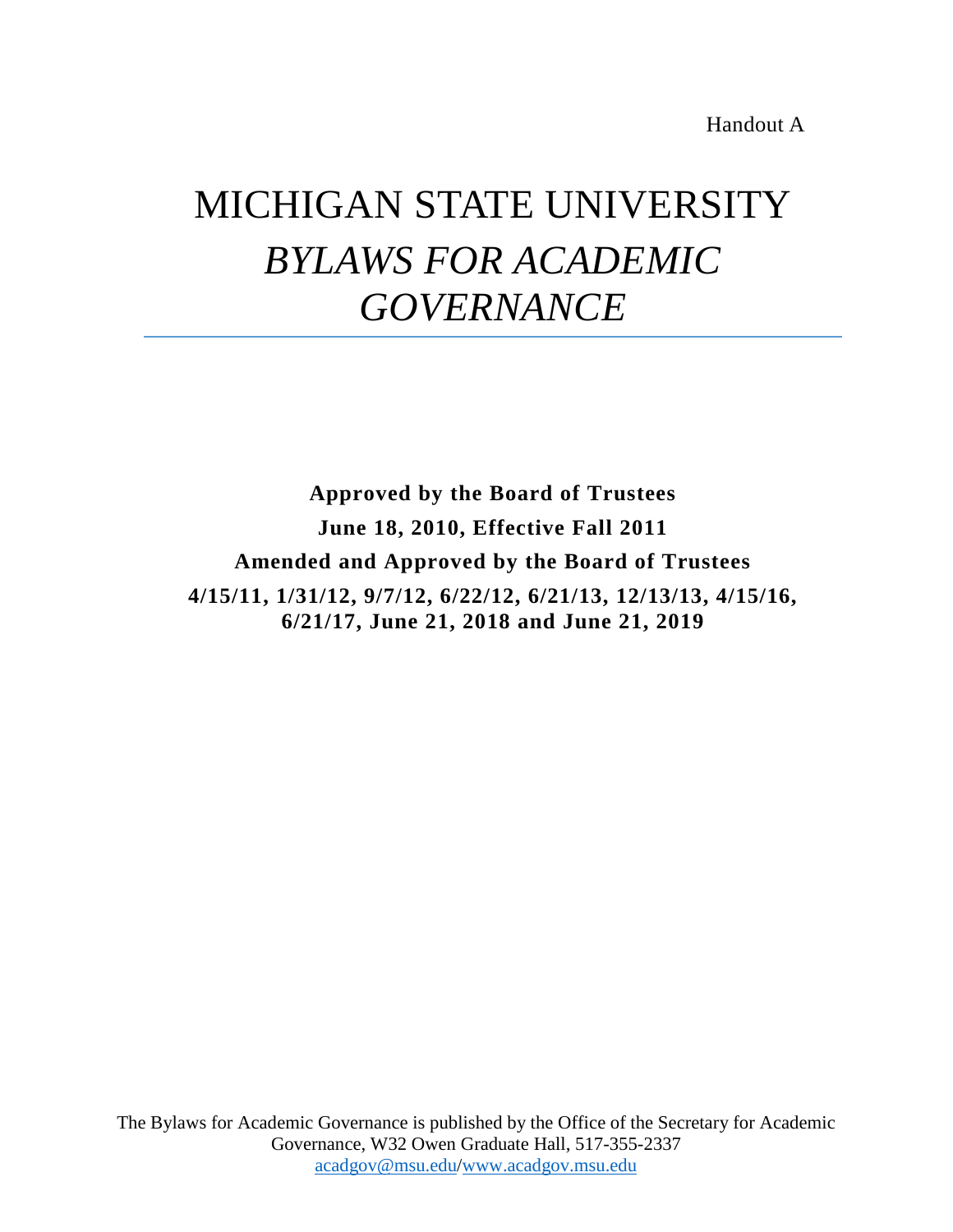Handout A

# MICHIGAN STATE UNIVERSITY

# *BYLAWS FOR ACADEMIC GOVERNANCE*

**Approved by the Board of Trustees**

**June 18, 2010, Effective Fall 2011**

**Amended and Approved by the Board of Trustees**

**4/15/11, 1/31/12, 9/7/12, 6/22/12, 6/21/13, 12/13/13, 4/15/16, 6/21/17, June 21, 2018 and June 21, 2019**

The Bylaws for Academic Governance is published by the Office of the Secretary for Academic Governance, W32 Owen Graduate Hall, 517-355-2337
acadgov@msu.edu/www.acadgov.msu.edu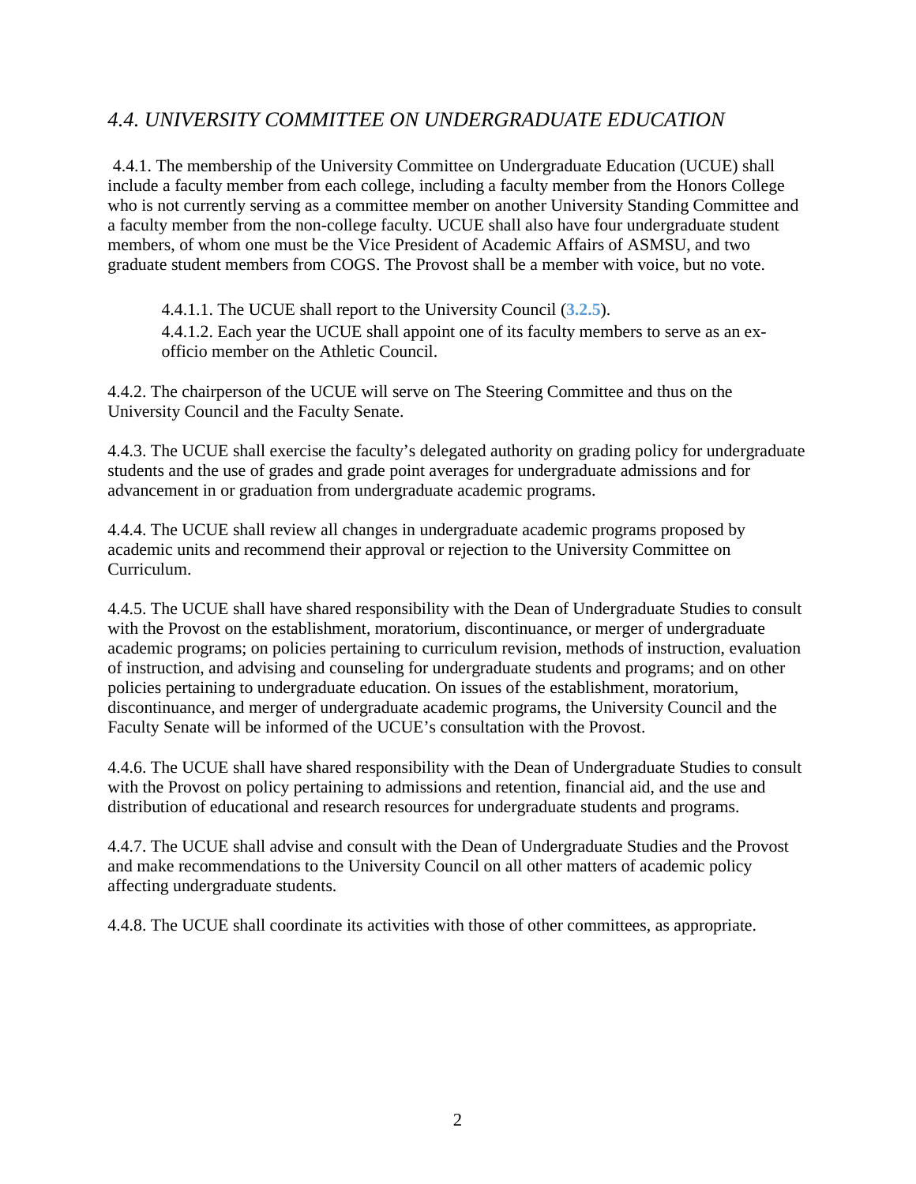## *4.4. UNIVERSITY COMMITTEE ON UNDERGRADUATE EDUCATION*

4.4.1. The membership of the University Committee on Undergraduate Education (UCUE) shall include a faculty member from each college, including a faculty member from the Honors College who is not currently serving as a committee member on another University Standing Committee and a faculty member from the non-college faculty. UCUE shall also have four undergraduate student members, of whom one must be the Vice President of Academic Affairs of ASMSU, and two graduate student members from COGS. The Provost shall be a member with voice, but no vote.

> 4.4.1.1. The UCUE shall report to the University Council (**3.2.5**).
>
> 4.4.1.2. Each year the UCUE shall appoint one of its faculty members to serve as an ex-officio member on the Athletic Council.

4.4.2. The chairperson of the UCUE will serve on The Steering Committee and thus on the University Council and the Faculty Senate.

4.4.3. The UCUE shall exercise the faculty's delegated authority on grading policy for undergraduate students and the use of grades and grade point averages for undergraduate admissions and for advancement in or graduation from undergraduate academic programs.

4.4.4. The UCUE shall review all changes in undergraduate academic programs proposed by academic units and recommend their approval or rejection to the University Committee on Curriculum.

4.4.5. The UCUE shall have shared responsibility with the Dean of Undergraduate Studies to consult with the Provost on the establishment, moratorium, discontinuance, or merger of undergraduate academic programs; on policies pertaining to curriculum revision, methods of instruction, evaluation of instruction, and advising and counseling for undergraduate students and programs; and on other policies pertaining to undergraduate education. On issues of the establishment, moratorium, discontinuance, and merger of undergraduate academic programs, the University Council and the Faculty Senate will be informed of the UCUE's consultation with the Provost.

4.4.6. The UCUE shall have shared responsibility with the Dean of Undergraduate Studies to consult with the Provost on policy pertaining to admissions and retention, financial aid, and the use and distribution of educational and research resources for undergraduate students and programs.

4.4.7. The UCUE shall advise and consult with the Dean of Undergraduate Studies and the Provost and make recommendations to the University Council on all other matters of academic policy affecting undergraduate students.

4.4.8. The UCUE shall coordinate its activities with those of other committees, as appropriate.